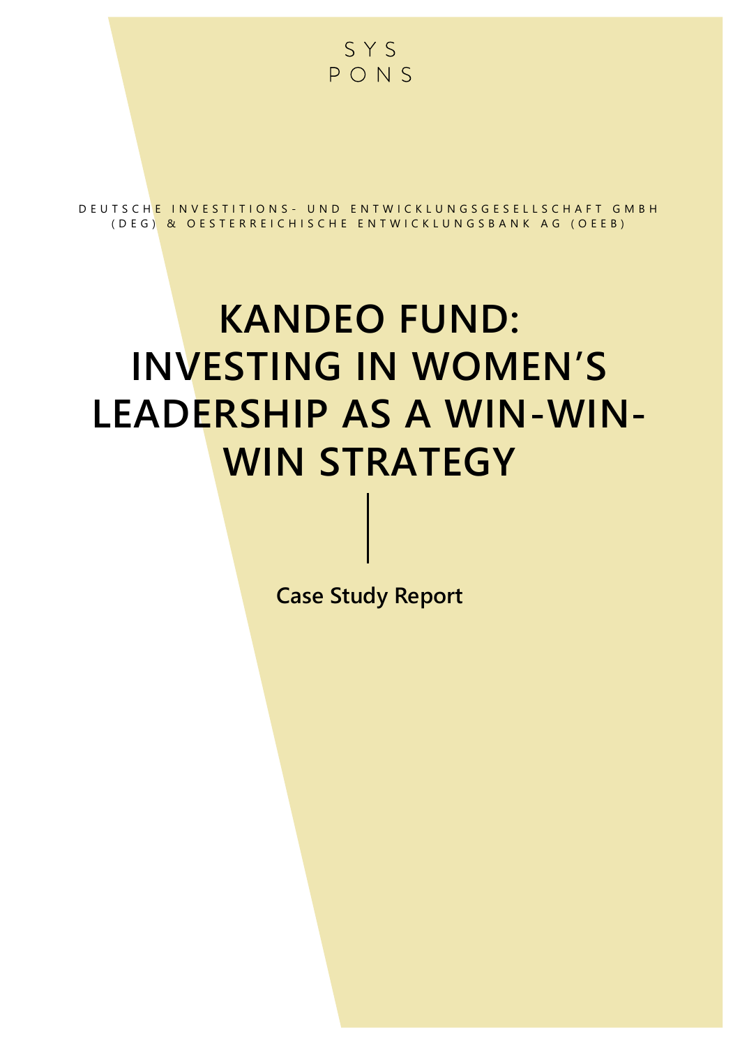SYS
PONS

DEUTSCHE INVESTITIONS- UND ENTWICKLUNGSGESELLSCHAFT GMBH (DEG) & OESTERREICHISCHE ENTWICKLUNGSBANK AG (OEEB)

# KANDEO FUND: INVESTING IN WOMEN'S LEADERSHIP AS A WIN-WIN-WIN STRATEGY

**Case Study Report**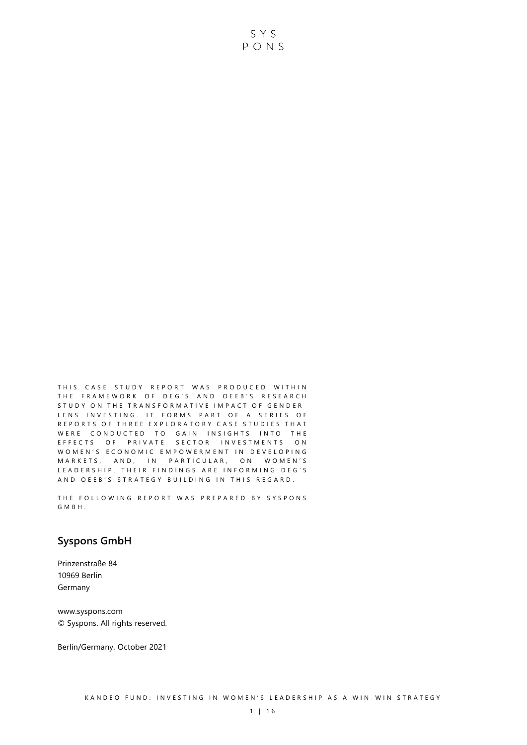THIS CASE STUDY REPORT WAS PRODUCED WITHIN THE FRAMEWORK OF DEG'S AND OEEB'S RESEARCH STUDY ON THE TRANSFORMATIVE IMPACT OF GENDER-LENS INVESTING. IT FORMS PART OF A SERIES OF REPORTS OF THREE EXPLORATORY CASE STUDIES THAT WERE CONDUCTED TO GAIN INSIGHTS INTO THE EFFECTS OF PRIVATE SECTOR INVESTMENTS ON WOMEN'S ECONOMIC EMPOWERMENT IN DEVELOPING MARKETS, AND, IN PARTICULAR, ON WOMEN'S LEADERSHIP. THEIR FINDINGS ARE INFORMING DEG'S AND OEEB'S STRATEGY BUILDING IN THIS REGARD.

THE FOLLOWING REPORT WAS PREPARED BY SYSPONS GMBH.

## Syspons GmbH

Prinzenstraße 84
10969 Berlin
Germany

www.syspons.com
© Syspons. All rights reserved.

Berlin/Germany, October 2021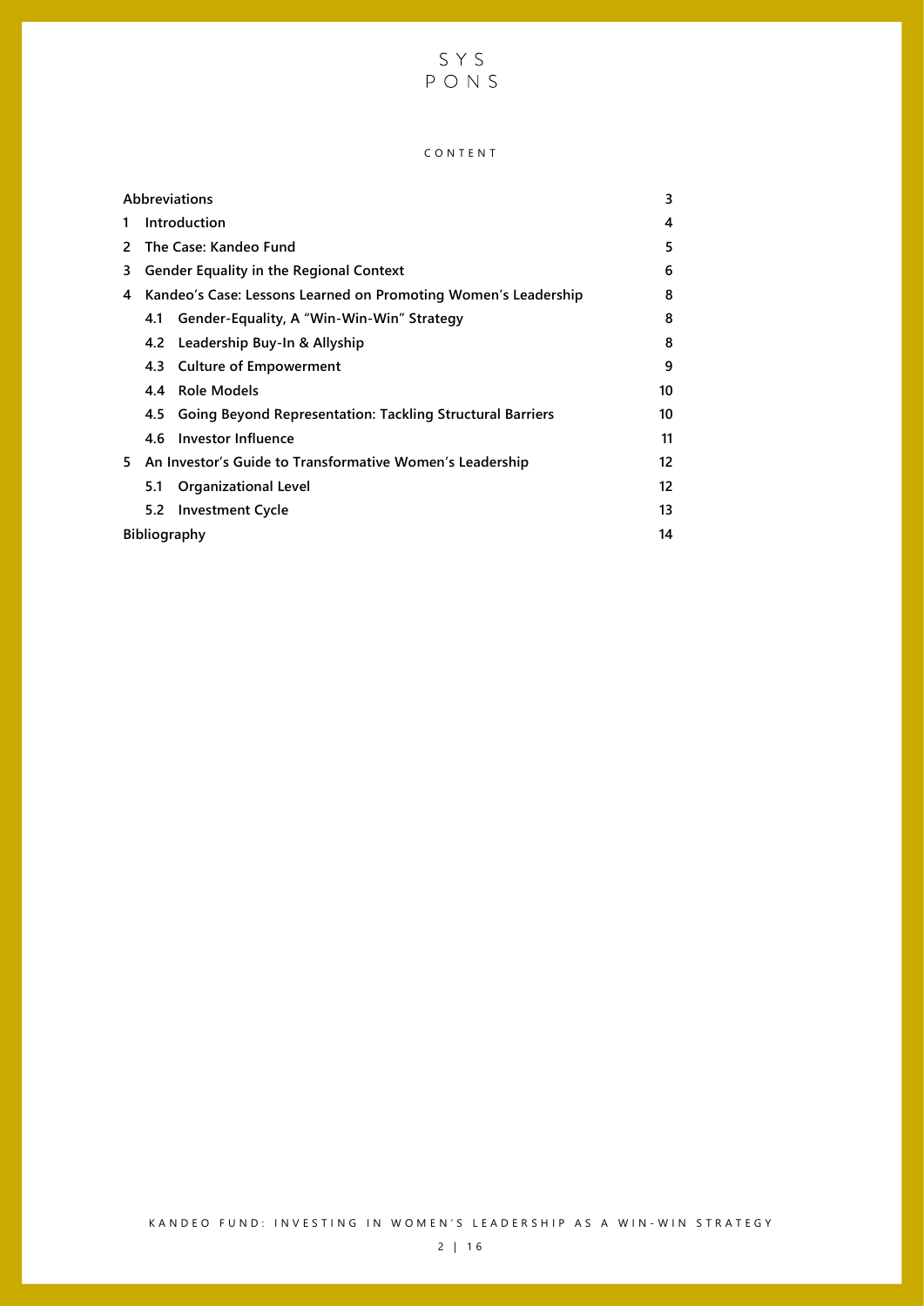# CONTENT

| | |
|---|---|
| **Abbreviations** | **3** |
| **1 Introduction** | **4** |
| **2 The Case: Kandeo Fund** | **5** |
| **3 Gender Equality in the Regional Context** | **6** |
| **4 Kandeo's Case: Lessons Learned on Promoting Women's Leadership** | **8** |
| **4.1 Gender-Equality, A "Win-Win-Win" Strategy** | **8** |
| **4.2 Leadership Buy-In & Allyship** | **8** |
| **4.3 Culture of Empowerment** | **9** |
| **4.4 Role Models** | **10** |
| **4.5 Going Beyond Representation: Tackling Structural Barriers** | **10** |
| **4.6 Investor Influence** | **11** |
| **5 An Investor's Guide to Transformative Women's Leadership** | **12** |
| **5.1 Organizational Level** | **12** |
| **5.2 Investment Cycle** | **13** |
| **Bibliography** | **14** |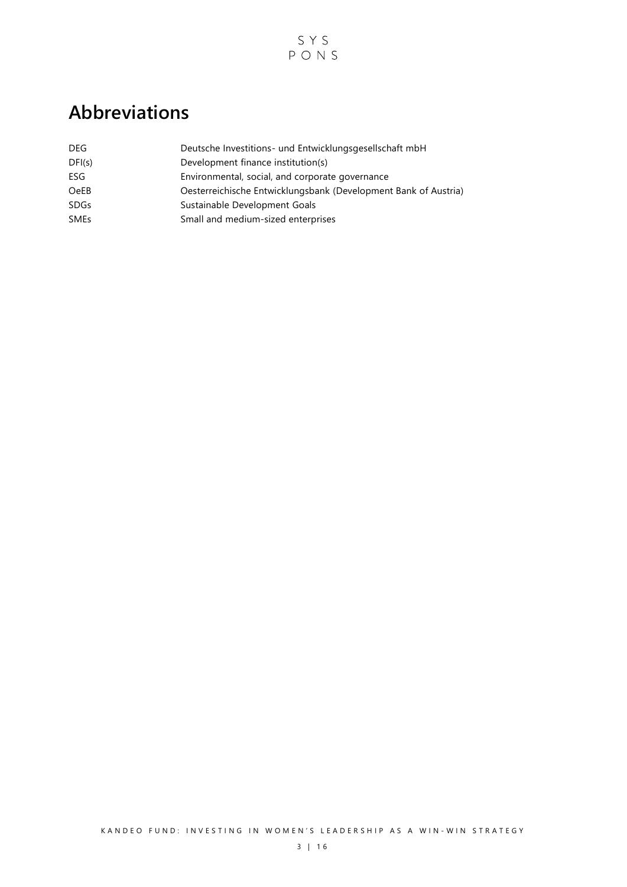# Abbreviations

| | |
|---|---|
| DEG | Deutsche Investitions- und Entwicklungsgesellschaft mbH |
| DFI(s) | Development finance institution(s) |
| ESG | Environmental, social, and corporate governance |
| OeEB | Oesterreichische Entwicklungsbank (Development Bank of Austria) |
| SDGs | Sustainable Development Goals |
| SMEs | Small and medium-sized enterprises |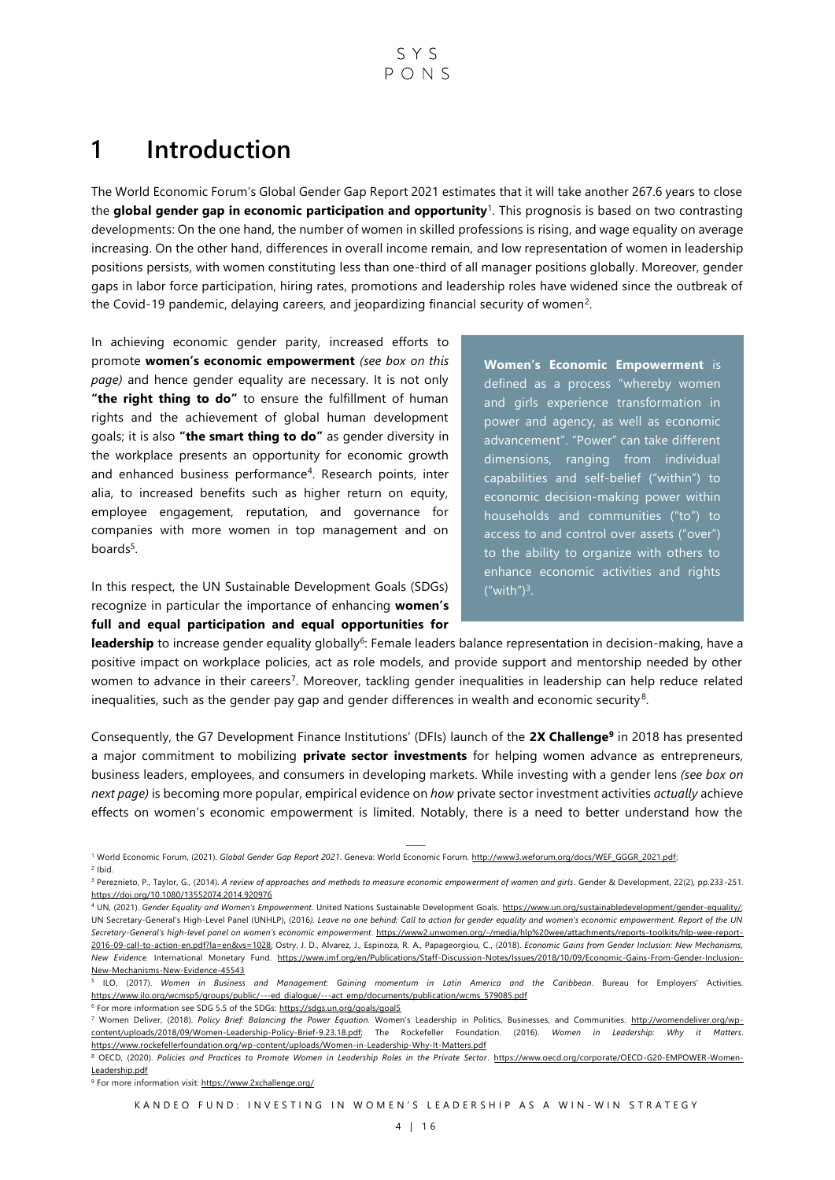# 1 Introduction

The World Economic Forum's Global Gender Gap Report 2021 estimates that it will take another 267.6 years to close the **global gender gap in economic participation and opportunity**[1]. This prognosis is based on two contrasting developments: On the one hand, the number of women in skilled professions is rising, and wage equality on average increasing. On the other hand, differences in overall income remain, and low representation of women in leadership positions persists, with women constituting less than one-third of all manager positions globally. Moreover, gender gaps in labor force participation, hiring rates, promotions and leadership roles have widened since the outbreak of the Covid-19 pandemic, delaying careers, and jeopardizing financial security of women[2].

In achieving economic gender parity, increased efforts to promote **women's economic empowerment** *(see box on this page)* and hence gender equality are necessary. It is not only **"the right thing to do"** to ensure the fulfillment of human rights and the achievement of global human development goals; it is also **"the smart thing to do"** as gender diversity in the workplace presents an opportunity for economic growth and enhanced business performance[4]. Research points, inter alia, to increased benefits such as higher return on equity, employee engagement, reputation, and governance for companies with more women in top management and on boards[5].

> **Women's Economic Empowerment** is defined as a process "whereby women and girls experience transformation in power and agency, as well as economic advancement". "Power" can take different dimensions, ranging from individual capabilities and self-belief ("within") to economic decision-making power within households and communities ("to") to access to and control over assets ("over") to the ability to organize with others to enhance economic activities and rights ("with")[3].

In this respect, the UN Sustainable Development Goals (SDGs) recognize in particular the importance of enhancing **women's full and equal participation and equal opportunities for leadership** to increase gender equality globally[6]: Female leaders balance representation in decision-making, have a positive impact on workplace policies, act as role models, and provide support and mentorship needed by other women to advance in their careers[7]. Moreover, tackling gender inequalities in leadership can help reduce related inequalities, such as the gender pay gap and gender differences in wealth and economic security[8].

Consequently, the G7 Development Finance Institutions' (DFIs) launch of the **2X Challenge**[9] in 2018 has presented a major commitment to mobilizing **private sector investments** for helping women advance as entrepreneurs, business leaders, employees, and consumers in developing markets. While investing with a gender lens *(see box on next page)* is becoming more popular, empirical evidence on *how* private sector investment activities *actually* achieve effects on women's economic empowerment is limited. Notably, there is a need to better understand how the

---

[1] World Economic Forum, (2021). *Global Gender Gap Report 2021*. Geneva: World Economic Forum. http://www3.weforum.org/docs/WEF_GGGR_2021.pdf;

[2] Ibid.

[3] Pereznieto, P., Taylor, G., (2014). *A review of approaches and methods to measure economic empowerment of women and girls*. Gender & Development, 22(2), pp.233-251. https://doi.org/10.1080/13552074.2014.920976

[4] UN, (2021). *Gender Equality and Women's Empowerment.* United Nations Sustainable Development Goals. https://www.un.org/sustainabledevelopment/gender-equality/; UN Secretary-General's High-Level Panel (UNHLP), (2016). *Leave no one behind: Call to action for gender equality and women's economic empowerment. Report of the UN Secretary-General's high-level panel on women's economic empowerment*. https://www2.unwomen.org/-/media/hlp%20wee/attachments/reports-toolkits/hlp-wee-report-2016-09-call-to-action-en.pdf?la=en&vs=1028; Ostry, J. D., Alvarez, J., Espinoza, R. A., Papageorgiou, C., (2018). *Economic Gains from Gender Inclusion: New Mechanisms, New Evidence.* International Monetary Fund. https://www.imf.org/en/Publications/Staff-Discussion-Notes/Issues/2018/10/09/Economic-Gains-From-Gender-Inclusion-New-Mechanisms-New-Evidence-45543

[5] ILO, (2017). *Women in Business and Management: Gaining momentum in Latin America and the Caribbean*. Bureau for Employers' Activities. https://www.ilo.org/wcmsp5/groups/public/---ed_dialogue/---act_emp/documents/publication/wcms_579085.pdf

[6] For more information see SDG 5.5 of the SDGs: https://sdgs.un.org/goals/goal5

[7] Women Deliver, (2018). *Policy Brief: Balancing the Power Equation.* Women's Leadership in Politics, Businesses, and Communities. http://womendeliver.org/wp-content/uploads/2018/09/Women-Leadership-Policy-Brief-9.23.18.pdf; The Rockefeller Foundation. (2016). *Women in Leadership: Why it Matters*. https://www.rockefellerfoundation.org/wp-content/uploads/Women-in-Leadership-Why-It-Matters.pdf

[8] OECD, (2020). *Policies and Practices to Promote Women in Leadership Roles in the Private Sector*. https://www.oecd.org/corporate/OECD-G20-EMPOWER-Women-Leadership.pdf

[9] For more information visit: https://www.2xchallenge.org/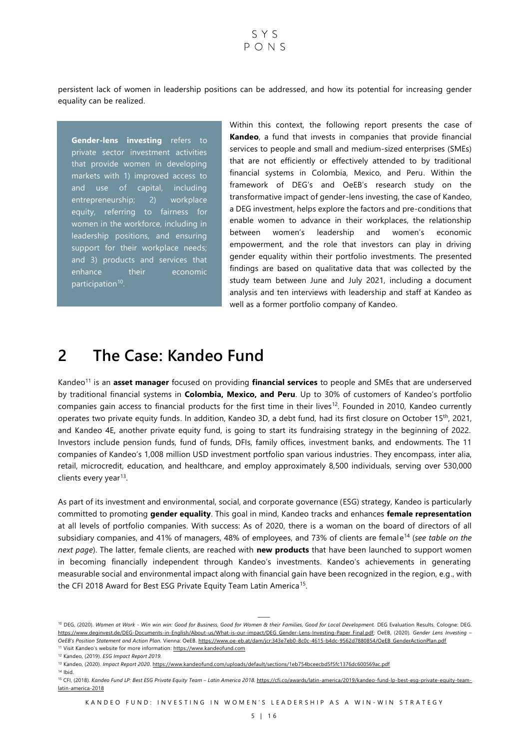persistent lack of women in leadership positions can be addressed, and how its potential for increasing gender equality can be realized.

**Gender-lens investing** refers to private sector investment activities that provide women in developing markets with 1) improved access to and use of capital, including entrepreneurship; 2) workplace equity, referring to fairness for women in the workforce, including in leadership positions, and ensuring support for their workplace needs; and 3) products and services that enhance their economic participation[10].

Within this context, the following report presents the case of **Kandeo**, a fund that invests in companies that provide financial services to people and small and medium-sized enterprises (SMEs) that are not efficiently or effectively attended to by traditional financial systems in Colombia, Mexico, and Peru. Within the framework of DEG's and OeEB's research study on the transformative impact of gender-lens investing, the case of Kandeo, a DEG investment, helps explore the factors and pre-conditions that enable women to advance in their workplaces, the relationship between women's leadership and women's economic empowerment, and the role that investors can play in driving gender equality within their portfolio investments. The presented findings are based on qualitative data that was collected by the study team between June and July 2021, including a document analysis and ten interviews with leadership and staff at Kandeo as well as a former portfolio company of Kandeo.

# 2 The Case: Kandeo Fund

Kandeo[11] is an **asset manager** focused on providing **financial services** to people and SMEs that are underserved by traditional financial systems in **Colombia, Mexico, and Peru**. Up to 30% of customers of Kandeo's portfolio companies gain access to financial products for the first time in their lives[12]. Founded in 2010, Kandeo currently operates two private equity funds. In addition, Kandeo 3D, a debt fund, had its first closure on October 15th, 2021, and Kandeo 4E, another private equity fund, is going to start its fundraising strategy in the beginning of 2022. Investors include pension funds, fund of funds, DFIs, family offices, investment banks, and endowments. The 11 companies of Kandeo's 1,008 million USD investment portfolio span various industries. They encompass, inter alia, retail, microcredit, education, and healthcare, and employ approximately 8,500 individuals, serving over 530,000 clients every year[13].

As part of its investment and environmental, social, and corporate governance (ESG) strategy, Kandeo is particularly committed to promoting **gender equality**. This goal in mind, Kandeo tracks and enhances **female representation** at all levels of portfolio companies. With success: As of 2020, there is a woman on the board of directors of all subsidiary companies, and 41% of managers, 48% of employees, and 73% of clients are female[14] (*see table on the next page*). The latter, female clients, are reached with **new products** that have been launched to support women in becoming financially independent through Kandeo's investments. Kandeo's achievements in generating measurable social and environmental impact along with financial gain have been recognized in the region, e.g., with the CFI 2018 Award for Best ESG Private Equity Team Latin America[15].

---

[10] DEG, (2020). *Women at Work - Win win win: Good for Business, Good for Women & their Families, Good for Local Development.* DEG Evaluation Results. Cologne: DEG. https://www.deginvest.de/DEG-Documents-in-English/About-us/What-is-our-impact/DEG_Gender-Lens-Investing-Paper_Final.pdf; OeEB, (2020). *Gender Lens Investing – OeEB's Position Statement and Action Plan.* Vienna: OeEB. https://www.oe-eb.at/dam/jcr:343e7eb0-8c0c-4615-b4dc-9562d7880854/OeEB_GenderActionPlan.pdf

[11] Visit Kandeo's website for more information: https://www.kandeofund.com

[12] Kandeo, (2019). *ESG Impact Report 2019.*

[13] Kandeo, (2020). *Impact Report 2020.* https://www.kandeofund.com/uploads/default/sections/1eb754bceecbd5f5fc1376dc600569ac.pdf

[14] Ibid.

[15] CFI, (2018). *Kandeo Fund LP: Best ESG Private Equity Team – Latin America 2018.* https://cfi.co/awards/latin-america/2019/kandeo-fund-lp-best-esg-private-equity-team-latin-america-2018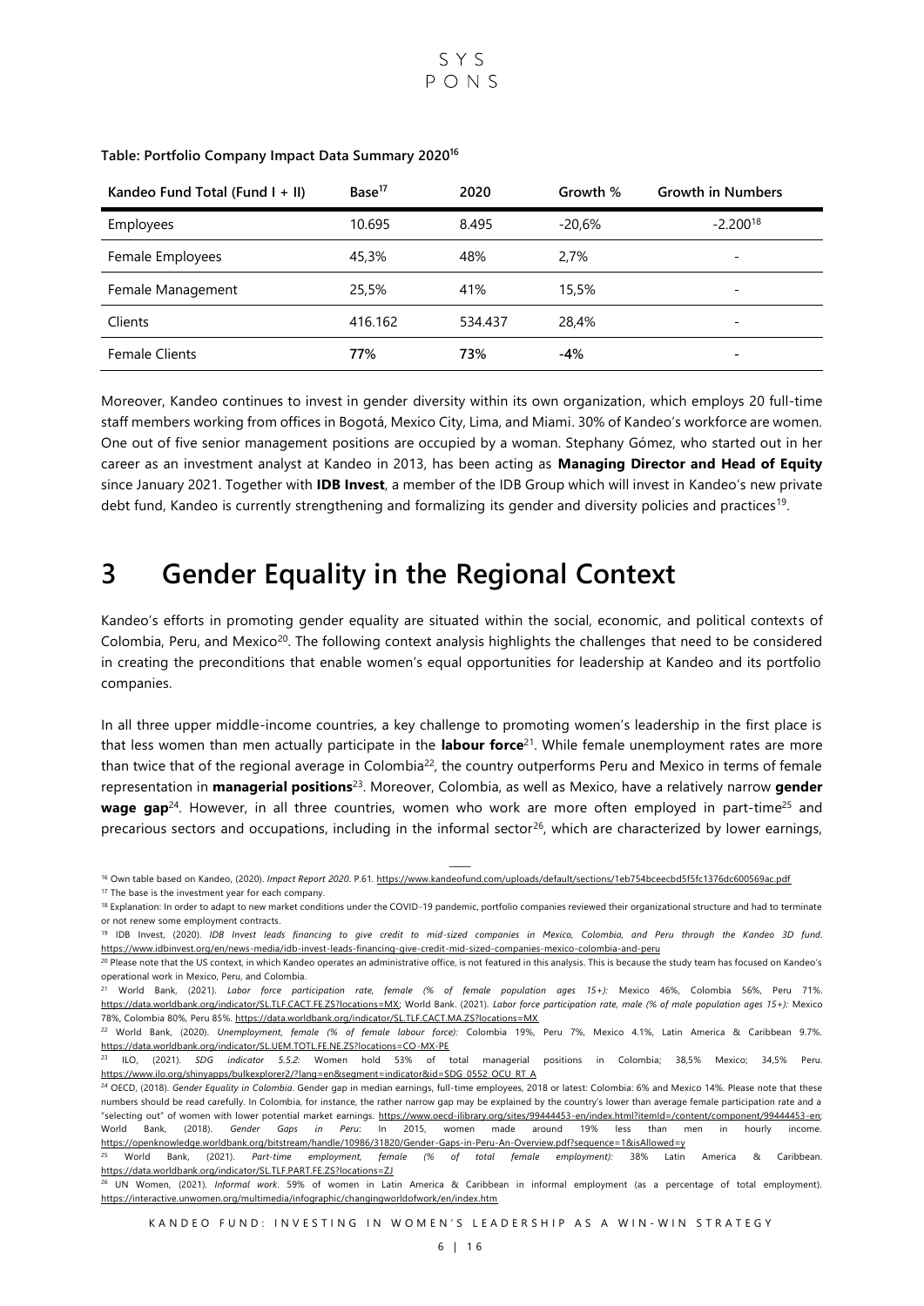**Table: Portfolio Company Impact Data Summary 2020[16]**

| Kandeo Fund Total (Fund I + II) | Base[17] | 2020 | Growth % | Growth in Numbers |
|---|---|---|---|---|
| Employees | 10.695 | 8.495 | -20,6% | -2.200[18] |
| Female Employees | 45,3% | 48% | 2,7% | - |
| Female Management | 25,5% | 41% | 15,5% | - |
| Clients | 416.162 | 534.437 | 28,4% | - |
| Female Clients | **77%** | **73%** | **-4%** | - |

Moreover, Kandeo continues to invest in gender diversity within its own organization, which employs 20 full-time staff members working from offices in Bogotá, Mexico City, Lima, and Miami. 30% of Kandeo's workforce are women. One out of five senior management positions are occupied by a woman. Stephany Gómez, who started out in her career as an investment analyst at Kandeo in 2013, has been acting as **Managing Director and Head of Equity** since January 2021. Together with **IDB Invest**, a member of the IDB Group which will invest in Kandeo's new private debt fund, Kandeo is currently strengthening and formalizing its gender and diversity policies and practices[19].

# 3 Gender Equality in the Regional Context

Kandeo's efforts in promoting gender equality are situated within the social, economic, and political contexts of Colombia, Peru, and Mexico[20]. The following context analysis highlights the challenges that need to be considered in creating the preconditions that enable women's equal opportunities for leadership at Kandeo and its portfolio companies.

In all three upper middle-income countries, a key challenge to promoting women's leadership in the first place is that less women than men actually participate in the **labour force**[21]. While female unemployment rates are more than twice that of the regional average in Colombia[22], the country outperforms Peru and Mexico in terms of female representation in **managerial positions**[23]. Moreover, Colombia, as well as Mexico, have a relatively narrow **gender wage gap**[24]. However, in all three countries, women who work are more often employed in part-time[25] and precarious sectors and occupations, including in the informal sector[26], which are characterized by lower earnings,

---

[16] Own table based on Kandeo, (2020). *Impact Report 2020*. P.61. https://www.kandeofund.com/uploads/default/sections/1eb754bceecbd5f5fc1376dc600569ac.pdf

[17] The base is the investment year for each company.

[18] Explanation: In order to adapt to new market conditions under the COVID-19 pandemic, portfolio companies reviewed their organizational structure and had to terminate or not renew some employment contracts.

[19] IDB Invest, (2020). *IDB Invest leads financing to give credit to mid-sized companies in Mexico, Colombia, and Peru through the Kandeo 3D fund*. https://www.idbinvest.org/en/news-media/idb-invest-leads-financing-give-credit-mid-sized-companies-mexico-colombia-and-peru

[20] Please note that the US context, in which Kandeo operates an administrative office, is not featured in this analysis. This is because the study team has focused on Kandeo's operational work in Mexico, Peru, and Colombia.

[21] World Bank, (2021). *Labor force participation rate, female (% of female population ages 15+)*: Mexico 46%, Colombia 56%, Peru 71%. https://data.worldbank.org/indicator/SL.TLF.CACT.FE.ZS?locations=MX; World Bank. (2021). *Labor force participation rate, male (% of male population ages 15+)*: Mexico 78%, Colombia 80%, Peru 85%. https://data.worldbank.org/indicator/SL.TLF.CACT.MA.ZS?locations=MX

[22] World Bank, (2020). *Unemployment, female (% of female labour force)*: Colombia 19%, Peru 7%, Mexico 4.1%, Latin America & Caribbean 9.7%. https://data.worldbank.org/indicator/SL.UEM.TOTL.FE.NE.ZS?locations=CO-MX-PE

[23] ILO, (2021). *SDG indicator 5.5.2*: Women hold 53% of total managerial positions in Colombia; 38,5% Mexico; 34,5% Peru. https://www.ilo.org/shinyapps/bulkexplorer2/?lang=en&segment=indicator&id=SDG_0552_OCU_RT_A

[24] OECD, (2018). *Gender Equality in Colombia*. Gender gap in median earnings, full-time employees, 2018 or latest: Colombia: 6% and Mexico 14%. Please note that these numbers should be read carefully. In Colombia, for instance, the rather narrow gap may be explained by the country's lower than average female participation rate and a "selecting out" of women with lower potential market earnings. https://www.oecd-ilibrary.org/sites/99444453-en/index.html?itemId=/content/component/99444453-en; World Bank, (2018). *Gender Gaps in Peru*: In 2015, women made around 19% less than men in hourly income. https://openknowledge.worldbank.org/bitstream/handle/10986/31820/Gender-Gaps-in-Peru-An-Overview.pdf?sequence=1&isAllowed=y

[25] World Bank, (2021). *Part-time employment, female (% of total female employment)*: 38% Latin America & Caribbean. https://data.worldbank.org/indicator/SL.TLF.PART.FE.ZS?locations=ZJ

[26] UN Women, (2021). *Informal work*. 59% of women in Latin America & Caribbean in informal employment (as a percentage of total employment). https://interactive.unwomen.org/multimedia/infographic/changingworldofwork/en/index.htm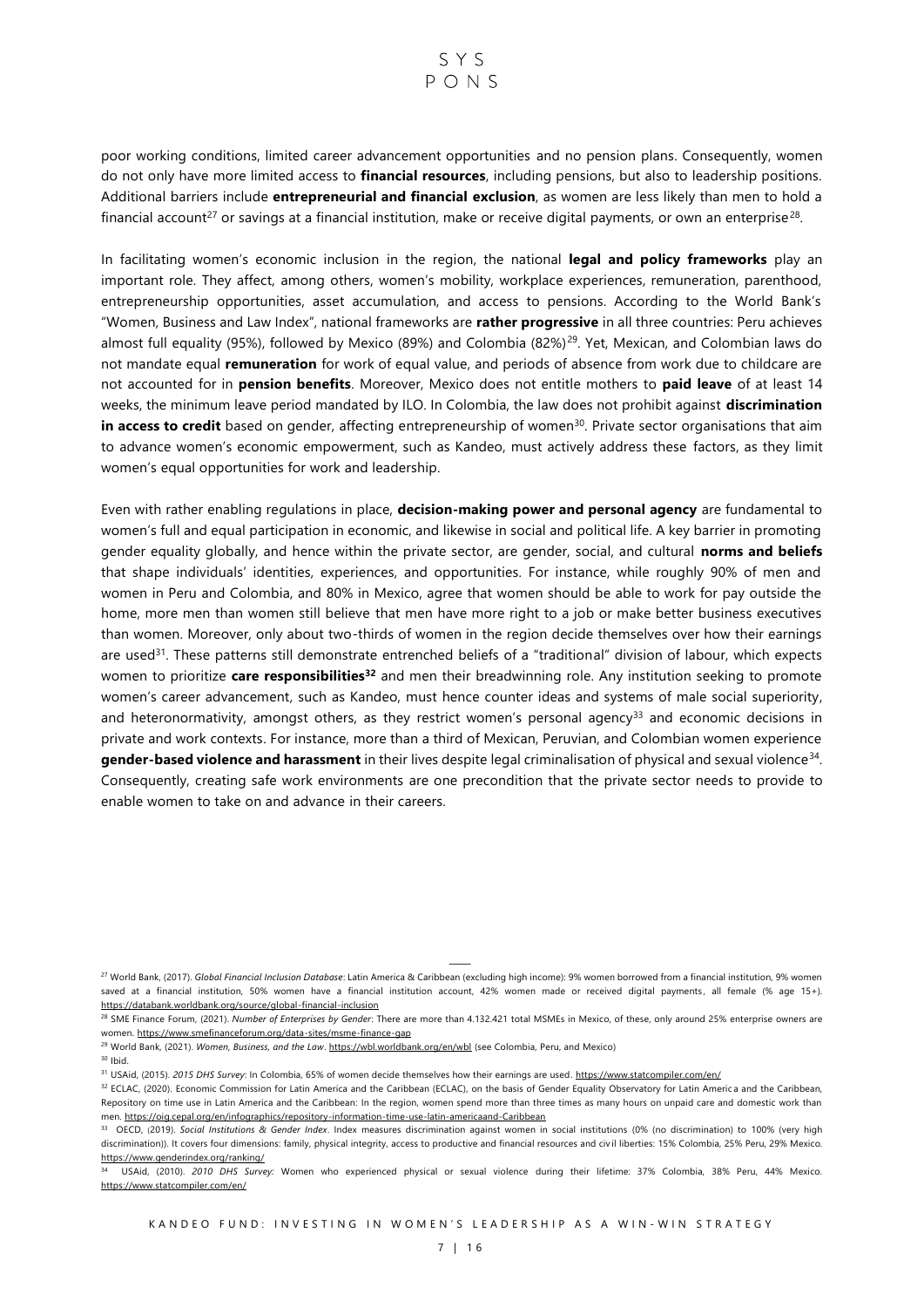poor working conditions, limited career advancement opportunities and no pension plans. Consequently, women do not only have more limited access to **financial resources**, including pensions, but also to leadership positions. Additional barriers include **entrepreneurial and financial exclusion**, as women are less likely than men to hold a financial account[27] or savings at a financial institution, make or receive digital payments, or own an enterprise[28].

In facilitating women's economic inclusion in the region, the national **legal and policy frameworks** play an important role. They affect, among others, women's mobility, workplace experiences, remuneration, parenthood, entrepreneurship opportunities, asset accumulation, and access to pensions. According to the World Bank's "Women, Business and Law Index", national frameworks are **rather progressive** in all three countries: Peru achieves almost full equality (95%), followed by Mexico (89%) and Colombia (82%)[29]. Yet, Mexican, and Colombian laws do not mandate equal **remuneration** for work of equal value, and periods of absence from work due to childcare are not accounted for in **pension benefits**. Moreover, Mexico does not entitle mothers to **paid leave** of at least 14 weeks, the minimum leave period mandated by ILO. In Colombia, the law does not prohibit against **discrimination in access to credit** based on gender, affecting entrepreneurship of women[30]. Private sector organisations that aim to advance women's economic empowerment, such as Kandeo, must actively address these factors, as they limit women's equal opportunities for work and leadership.

Even with rather enabling regulations in place, **decision-making power and personal agency** are fundamental to women's full and equal participation in economic, and likewise in social and political life. A key barrier in promoting gender equality globally, and hence within the private sector, are gender, social, and cultural **norms and beliefs** that shape individuals' identities, experiences, and opportunities. For instance, while roughly 90% of men and women in Peru and Colombia, and 80% in Mexico, agree that women should be able to work for pay outside the home, more men than women still believe that men have more right to a job or make better business executives than women. Moreover, only about two-thirds of women in the region decide themselves over how their earnings are used[31]. These patterns still demonstrate entrenched beliefs of a "traditional" division of labour, which expects women to prioritize **care responsibilities[32]** and men their breadwinning role. Any institution seeking to promote women's career advancement, such as Kandeo, must hence counter ideas and systems of male social superiority, and heteronormativity, amongst others, as they restrict women's personal agency[33] and economic decisions in private and work contexts. For instance, more than a third of Mexican, Peruvian, and Colombian women experience **gender-based violence and harassment** in their lives despite legal criminalisation of physical and sexual violence[34]. Consequently, creating safe work environments are one precondition that the private sector needs to provide to enable women to take on and advance in their careers.

---

[27] World Bank, (2017). *Global Financial Inclusion Database*: Latin America & Caribbean (excluding high income): 9% women borrowed from a financial institution, 9% women saved at a financial institution, 50% women have a financial institution account, 42% women made or received digital payments, all female (% age 15+). https://databank.worldbank.org/source/global-financial-inclusion

[28] SME Finance Forum, (2021). *Number of Enterprises by Gender*: There are more than 4.132.421 total MSMEs in Mexico, of these, only around 25% enterprise owners are women. https://www.smefinanceforum.org/data-sites/msme-finance-gap

[29] World Bank, (2021). *Women, Business, and the Law*. https://wbl.worldbank.org/en/wbl (see Colombia, Peru, and Mexico)

[30] Ibid.

[31] USAid, (2015). *2015 DHS Survey*: In Colombia, 65% of women decide themselves how their earnings are used. https://www.statcompiler.com/en/

[32] ECLAC, (2020). Economic Commission for Latin America and the Caribbean (ECLAC), on the basis of Gender Equality Observatory for Latin America and the Caribbean, Repository on time use in Latin America and the Caribbean: In the region, women spend more than three times as many hours on unpaid care and domestic work than men. https://oig.cepal.org/en/infographics/repository-information-time-use-latin-americaand-Caribbean

[33] OECD, (2019). *Social Institutions & Gender Index*. Index measures discrimination against women in social institutions (0% (no discrimination) to 100% (very high discrimination)). It covers four dimensions: family, physical integrity, access to productive and financial resources and civil liberties: 15% Colombia, 25% Peru, 29% Mexico. https://www.genderindex.org/ranking/

[34] USAid, (2010). *2010 DHS Survey:* Women who experienced physical or sexual violence during their lifetime: 37% Colombia, 38% Peru, 44% Mexico. https://www.statcompiler.com/en/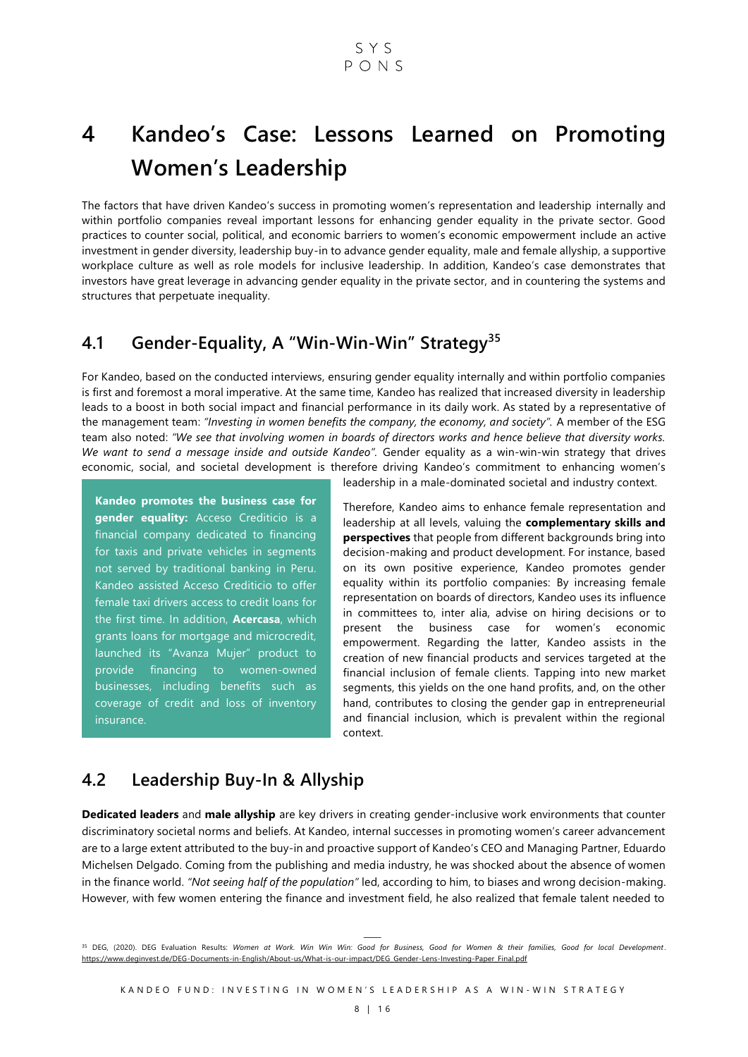# 4 Kandeo's Case: Lessons Learned on Promoting Women's Leadership

The factors that have driven Kandeo's success in promoting women's representation and leadership internally and within portfolio companies reveal important lessons for enhancing gender equality in the private sector. Good practices to counter social, political, and economic barriers to women's economic empowerment include an active investment in gender diversity, leadership buy-in to advance gender equality, male and female allyship, a supportive workplace culture as well as role models for inclusive leadership. In addition, Kandeo's case demonstrates that investors have great leverage in advancing gender equality in the private sector, and in countering the systems and structures that perpetuate inequality.

## 4.1 Gender-Equality, A "Win-Win-Win" Strategy[35]

For Kandeo, based on the conducted interviews, ensuring gender equality internally and within portfolio companies is first and foremost a moral imperative. At the same time, Kandeo has realized that increased diversity in leadership leads to a boost in both social impact and financial performance in its daily work. As stated by a representative of the management team: *"Investing in women benefits the company, the economy, and society"*. A member of the ESG team also noted: *"We see that involving women in boards of directors works and hence believe that diversity works. We want to send a message inside and outside Kandeo"*. Gender equality as a win-win-win strategy that drives economic, social, and societal development is therefore driving Kandeo's commitment to enhancing women's leadership in a male-dominated societal and industry context.

Therefore, Kandeo aims to enhance female representation and leadership at all levels, valuing the **complementary skills and perspectives** that people from different backgrounds bring into decision-making and product development. For instance, based on its own positive experience, Kandeo promotes gender equality within its portfolio companies: By increasing female representation on boards of directors, Kandeo uses its influence in committees to, inter alia, advise on hiring decisions or to present the business case for women's economic empowerment. Regarding the latter, Kandeo assists in the creation of new financial products and services targeted at the financial inclusion of female clients. Tapping into new market segments, this yields on the one hand profits, and, on the other hand, contributes to closing the gender gap in entrepreneurial and financial inclusion, which is prevalent within the regional context.

**Kandeo promotes the business case for gender equality:** Acceso Crediticio is a financial company dedicated to financing for taxis and private vehicles in segments not served by traditional banking in Peru. Kandeo assisted Acceso Crediticio to offer female taxi drivers access to credit loans for the first time. In addition, **Acercasa**, which grants loans for mortgage and microcredit, launched its "Avanza Mujer" product to provide financing to women-owned businesses, including benefits such as coverage of credit and loss of inventory insurance.

## 4.2 Leadership Buy-In & Allyship

**Dedicated leaders** and **male allyship** are key drivers in creating gender-inclusive work environments that counter discriminatory societal norms and beliefs. At Kandeo, internal successes in promoting women's career advancement are to a large extent attributed to the buy-in and proactive support of Kandeo's CEO and Managing Partner, Eduardo Michelsen Delgado. Coming from the publishing and media industry, he was shocked about the absence of women in the finance world. *"Not seeing half of the population"* led, according to him, to biases and wrong decision-making. However, with few women entering the finance and investment field, he also realized that female talent needed to

[35] DEG, (2020). DEG Evaluation Results: *Women at Work. Win Win Win: Good for Business, Good for Women & their families, Good for local Development*. https://www.deginvest.de/DEG-Documents-in-English/About-us/What-is-our-impact/DEG_Gender-Lens-Investing-Paper_Final.pdf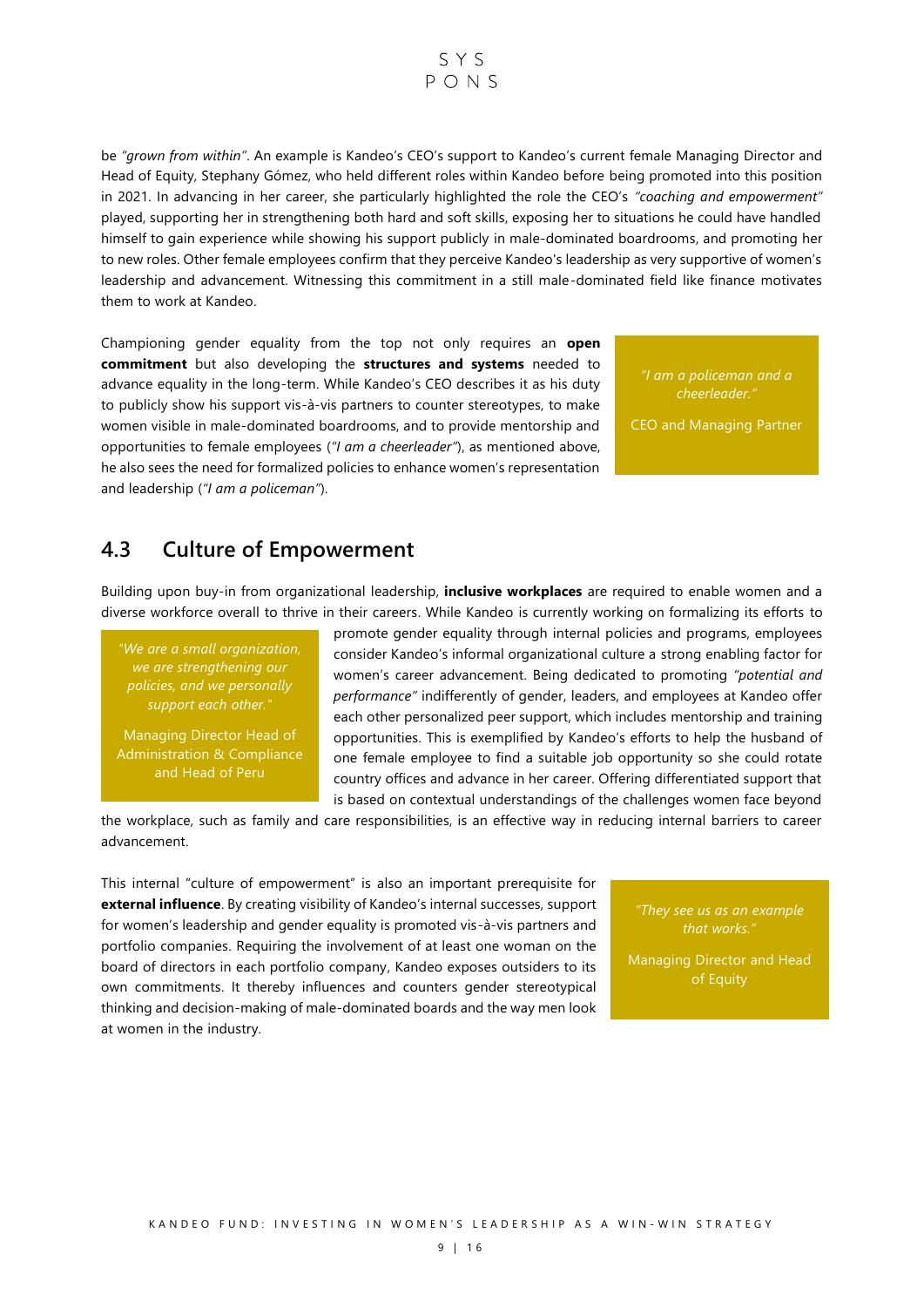be *"grown from within"*. An example is Kandeo's CEO's support to Kandeo's current female Managing Director and Head of Equity, Stephany Gómez, who held different roles within Kandeo before being promoted into this position in 2021. In advancing in her career, she particularly highlighted the role the CEO's *"coaching and empowerment"* played, supporting her in strengthening both hard and soft skills, exposing her to situations he could have handled himself to gain experience while showing his support publicly in male-dominated boardrooms, and promoting her to new roles. Other female employees confirm that they perceive Kandeo's leadership as very supportive of women's leadership and advancement. Witnessing this commitment in a still male-dominated field like finance motivates them to work at Kandeo.

Championing gender equality from the top not only requires an **open commitment** but also developing the **structures and systems** needed to advance equality in the long-term. While Kandeo's CEO describes it as his duty to publicly show his support vis-à-vis partners to counter stereotypes, to make women visible in male-dominated boardrooms, and to provide mentorship and opportunities to female employees (*"I am a cheerleader"*), as mentioned above, he also sees the need for formalized policies to enhance women's representation and leadership (*"I am a policeman"*).

> *"I am a policeman and a cheerleader."*
>
> CEO and Managing Partner

## 4.3 Culture of Empowerment

Building upon buy-in from organizational leadership, **inclusive workplaces** are required to enable women and a diverse workforce overall to thrive in their careers. While Kandeo is currently working on formalizing its efforts to promote gender equality through internal policies and programs, employees consider Kandeo's informal organizational culture a strong enabling factor for women's career advancement. Being dedicated to promoting *"potential and performance"* indifferently of gender, leaders, and employees at Kandeo offer each other personalized peer support, which includes mentorship and training opportunities. This is exemplified by Kandeo's efforts to help the husband of one female employee to find a suitable job opportunity so she could rotate country offices and advance in her career. Offering differentiated support that is based on contextual understandings of the challenges women face beyond the workplace, such as family and care responsibilities, is an effective way in reducing internal barriers to career advancement.

> *"We are a small organization, we are strengthening our policies, and we personally support each other."*
>
> Managing Director Head of Administration & Compliance and Head of Peru

This internal "culture of empowerment" is also an important prerequisite for **external influence**. By creating visibility of Kandeo's internal successes, support for women's leadership and gender equality is promoted vis-à-vis partners and portfolio companies. Requiring the involvement of at least one woman on the board of directors in each portfolio company, Kandeo exposes outsiders to its own commitments. It thereby influences and counters gender stereotypical thinking and decision-making of male-dominated boards and the way men look at women in the industry.

> *"They see us as an example that works."*
>
> Managing Director and Head of Equity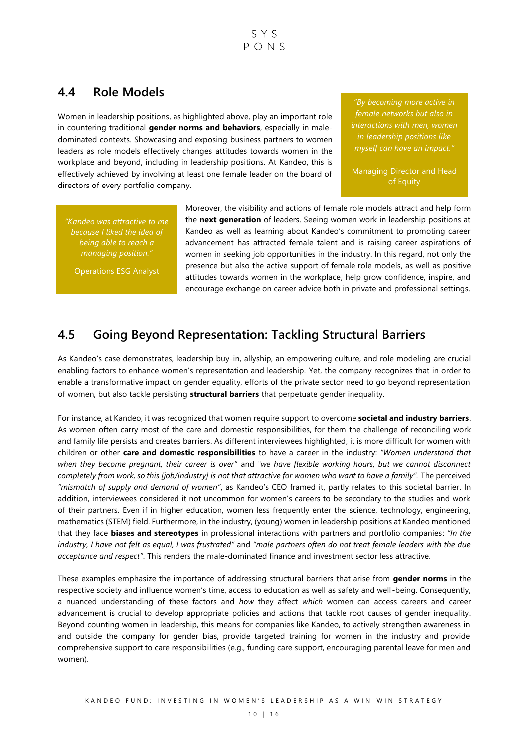## 4.4 Role Models

Women in leadership positions, as highlighted above, play an important role in countering traditional **gender norms and behaviors**, especially in male-dominated contexts. Showcasing and exposing business partners to women leaders as role models effectively changes attitudes towards women in the workplace and beyond, including in leadership positions. At Kandeo, this is effectively achieved by involving at least one female leader on the board of directors of every portfolio company.

> *"By becoming more active in female networks but also in interactions with men, women in leadership positions like myself can have an impact."*
>
> Managing Director and Head of Equity

> *"Kandeo was attractive to me because I liked the idea of being able to reach a managing position."*
>
> Operations ESG Analyst

Moreover, the visibility and actions of female role models attract and help form the **next generation** of leaders. Seeing women work in leadership positions at Kandeo as well as learning about Kandeo's commitment to promoting career advancement has attracted female talent and is raising career aspirations of women in seeking job opportunities in the industry. In this regard, not only the presence but also the active support of female role models, as well as positive attitudes towards women in the workplace, help grow confidence, inspire, and encourage exchange on career advice both in private and professional settings.

## 4.5 Going Beyond Representation: Tackling Structural Barriers

As Kandeo's case demonstrates, leadership buy-in, allyship, an empowering culture, and role modeling are crucial enabling factors to enhance women's representation and leadership. Yet, the company recognizes that in order to enable a transformative impact on gender equality, efforts of the private sector need to go beyond representation of women, but also tackle persisting **structural barriers** that perpetuate gender inequality.

For instance, at Kandeo, it was recognized that women require support to overcome **societal and industry barriers**. As women often carry most of the care and domestic responsibilities, for them the challenge of reconciling work and family life persists and creates barriers. As different interviewees highlighted, it is more difficult for women with children or other **care and domestic responsibilities** to have a career in the industry: *"Women understand that when they become pregnant, their career is over"* and *"we have flexible working hours, but we cannot disconnect completely from work, so this [job/industry] is not that attractive for women who want to have a family"*. The perceived *"mismatch of supply and demand of women"*, as Kandeo's CEO framed it, partly relates to this societal barrier. In addition, interviewees considered it not uncommon for women's careers to be secondary to the studies and work of their partners. Even if in higher education, women less frequently enter the science, technology, engineering, mathematics (STEM) field. Furthermore, in the industry, (young) women in leadership positions at Kandeo mentioned that they face **biases and stereotypes** in professional interactions with partners and portfolio companies: *"In the industry, I have not felt as equal, I was frustrated"* and *"male partners often do not treat female leaders with the due acceptance and respect"*. This renders the male-dominated finance and investment sector less attractive.

These examples emphasize the importance of addressing structural barriers that arise from **gender norms** in the respective society and influence women's time, access to education as well as safety and well-being. Consequently, a nuanced understanding of these factors and *how* they affect *which* women can access careers and career advancement is crucial to develop appropriate policies and actions that tackle root causes of gender inequality. Beyond counting women in leadership, this means for companies like Kandeo, to actively strengthen awareness in and outside the company for gender bias, provide targeted training for women in the industry and provide comprehensive support to care responsibilities (e.g., funding care support, encouraging parental leave for men and women).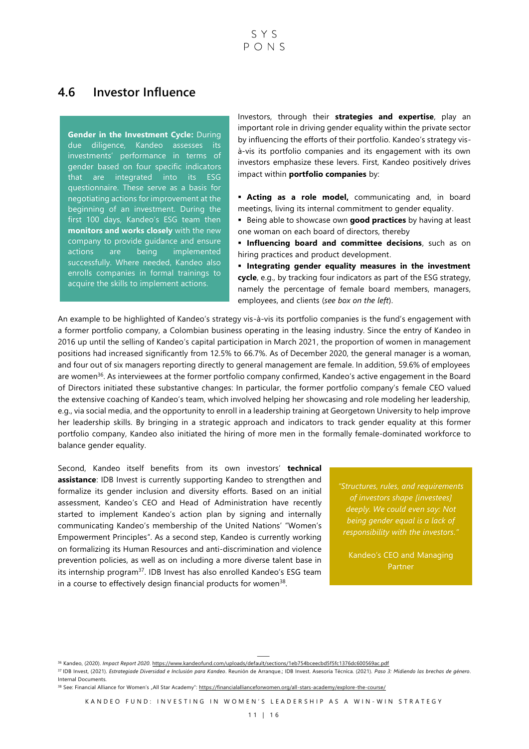## 4.6 Investor Influence

**Gender in the Investment Cycle:** During due diligence, Kandeo assesses its investments' performance in terms of gender based on four specific indicators that are integrated into its ESG questionnaire. These serve as a basis for negotiating actions for improvement at the beginning of an investment. During the first 100 days, Kandeo's ESG team then **monitors and works closely** with the new company to provide guidance and ensure actions are being implemented successfully. Where needed, Kandeo also enrolls companies in formal trainings to acquire the skills to implement actions.

Investors, through their **strategies and expertise**, play an important role in driving gender equality within the private sector by influencing the efforts of their portfolio. Kandeo's strategy vis-à-vis its portfolio companies and its engagement with its own investors emphasize these levers. First, Kandeo positively drives impact within **portfolio companies** by:

- **Acting as a role model,** communicating and, in board meetings, living its internal commitment to gender equality.
- Being able to showcase own **good practices** by having at least one woman on each board of directors, thereby
- **Influencing board and committee decisions**, such as on hiring practices and product development.
- **Integrating gender equality measures in the investment cycle**, e.g., by tracking four indicators as part of the ESG strategy, namely the percentage of female board members, managers, employees, and clients (*see box on the left*).

An example to be highlighted of Kandeo's strategy vis-à-vis its portfolio companies is the fund's engagement with a former portfolio company, a Colombian business operating in the leasing industry. Since the entry of Kandeo in 2016 up until the selling of Kandeo's capital participation in March 2021, the proportion of women in management positions had increased significantly from 12.5% to 66.7%. As of December 2020, the general manager is a woman, and four out of six managers reporting directly to general management are female. In addition, 59.6% of employees are women[36]. As interviewees at the former portfolio company confirmed, Kandeo's active engagement in the Board of Directors initiated these substantive changes: In particular, the former portfolio company's female CEO valued the extensive coaching of Kandeo's team, which involved helping her showcasing and role modeling her leadership, e.g., via social media, and the opportunity to enroll in a leadership training at Georgetown University to help improve her leadership skills. By bringing in a strategic approach and indicators to track gender equality at this former portfolio company, Kandeo also initiated the hiring of more men in the formally female-dominated workforce to balance gender equality.

Second, Kandeo itself benefits from its own investors' **technical assistance**: IDB Invest is currently supporting Kandeo to strengthen and formalize its gender inclusion and diversity efforts. Based on an initial assessment, Kandeo's CEO and Head of Administration have recently started to implement Kandeo's action plan by signing and internally communicating Kandeo's membership of the United Nations' "Women's Empowerment Principles". As a second step, Kandeo is currently working on formalizing its Human Resources and anti-discrimination and violence prevention policies, as well as on including a more diverse talent base in its internship program[37]. IDB Invest has also enrolled Kandeo's ESG team in a course to effectively design financial products for women[38].

> *"Structures, rules, and requirements of investors shape [investees] deeply. We could even say: Not being gender equal is a lack of responsibility with the investors."*
>
> Kandeo's CEO and Managing Partner

---

[36] Kandeo, (2020). *Impact Report 2020*. https://www.kandeofund.com/uploads/default/sections/1eb754bceecbd5f5fc1376dc600569ac.pdf

[37] IDB Invest, (2021). *Estrategiade Diversidad e Inclusión para Kandeo*. Reunión de Arranque.; IDB Invest. Asesoría Técnica. (2021). *Paso 3: Midiendo las brechas de género*. Internal Documents.

[38] See: Financial Alliance for Women's „All Star Academy": https://financialallianceforwomen.org/all-stars-academy/explore-the-course/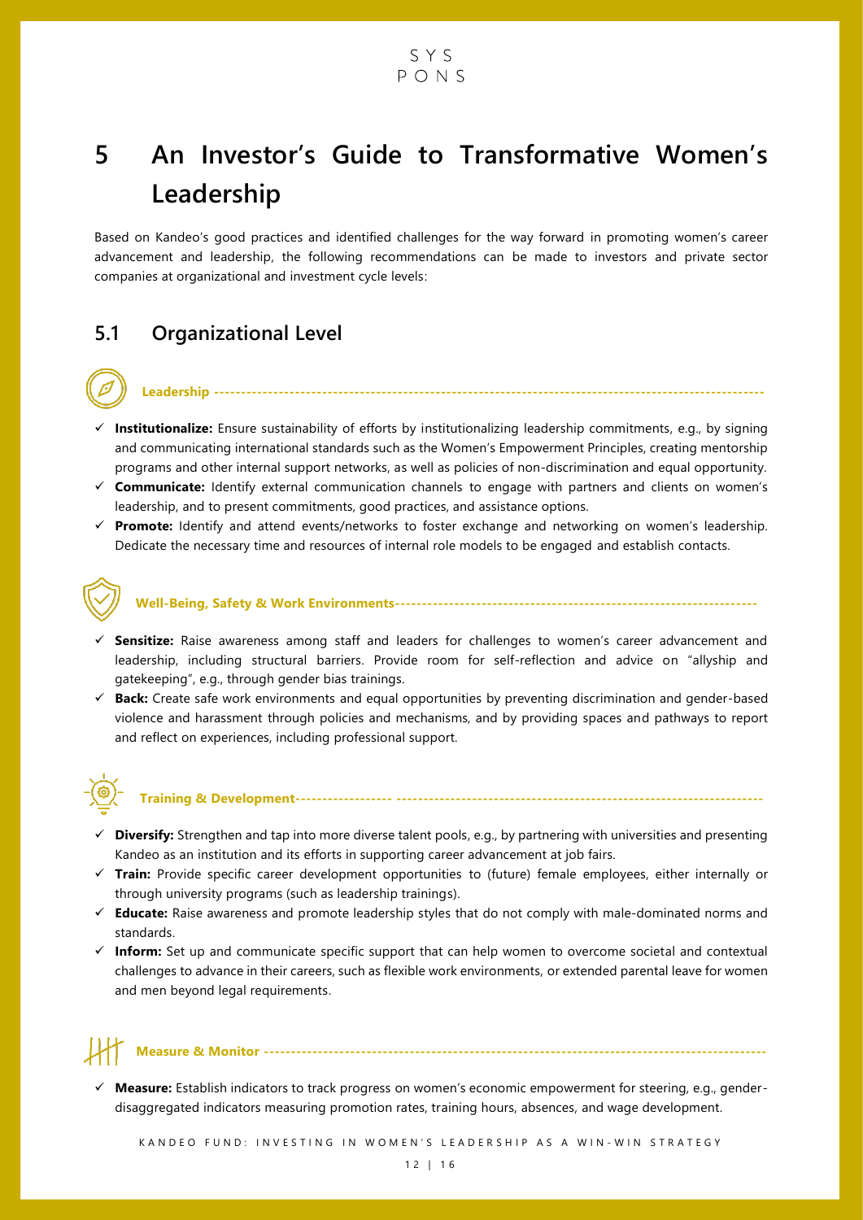# 5 An Investor's Guide to Transformative Women's Leadership

Based on Kandeo's good practices and identified challenges for the way forward in promoting women's career advancement and leadership, the following recommendations can be made to investors and private sector companies at organizational and investment cycle levels:

## 5.1 Organizational Level

### Leadership

- ✓ **Institutionalize:** Ensure sustainability of efforts by institutionalizing leadership commitments, e.g., by signing and communicating international standards such as the Women's Empowerment Principles, creating mentorship programs and other internal support networks, as well as policies of non-discrimination and equal opportunity.
- ✓ **Communicate:** Identify external communication channels to engage with partners and clients on women's leadership, and to present commitments, good practices, and assistance options.
- ✓ **Promote:** Identify and attend events/networks to foster exchange and networking on women's leadership. Dedicate the necessary time and resources of internal role models to be engaged and establish contacts.

### Well-Being, Safety & Work Environments

- ✓ **Sensitize:** Raise awareness among staff and leaders for challenges to women's career advancement and leadership, including structural barriers. Provide room for self-reflection and advice on "allyship and gatekeeping", e.g., through gender bias trainings.
- ✓ **Back:** Create safe work environments and equal opportunities by preventing discrimination and gender-based violence and harassment through policies and mechanisms, and by providing spaces and pathways to report and reflect on experiences, including professional support.

### Training & Development

- ✓ **Diversify:** Strengthen and tap into more diverse talent pools, e.g., by partnering with universities and presenting Kandeo as an institution and its efforts in supporting career advancement at job fairs.
- ✓ **Train:** Provide specific career development opportunities to (future) female employees, either internally or through university programs (such as leadership trainings).
- ✓ **Educate:** Raise awareness and promote leadership styles that do not comply with male-dominated norms and standards.
- ✓ **Inform:** Set up and communicate specific support that can help women to overcome societal and contextual challenges to advance in their careers, such as flexible work environments, or extended parental leave for women and men beyond legal requirements.

### Measure & Monitor

- ✓ **Measure:** Establish indicators to track progress on women's economic empowerment for steering, e.g., gender-disaggregated indicators measuring promotion rates, training hours, absences, and wage development.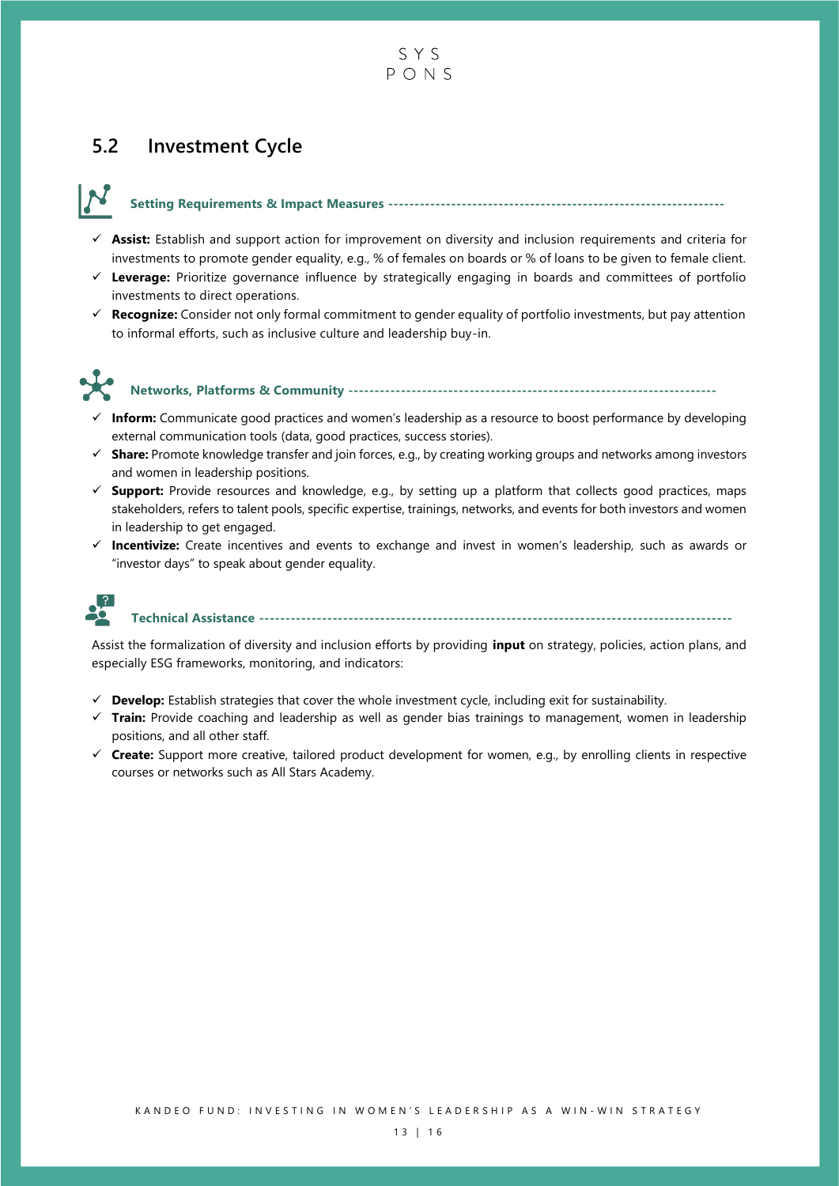## 5.2 Investment Cycle

### Setting Requirements & Impact Measures

- ✓ **Assist:** Establish and support action for improvement on diversity and inclusion requirements and criteria for investments to promote gender equality, e.g., % of females on boards or % of loans to be given to female client.
- ✓ **Leverage:** Prioritize governance influence by strategically engaging in boards and committees of portfolio investments to direct operations.
- ✓ **Recognize:** Consider not only formal commitment to gender equality of portfolio investments, but pay attention to informal efforts, such as inclusive culture and leadership buy-in.

### Networks, Platforms & Community

- ✓ **Inform:** Communicate good practices and women's leadership as a resource to boost performance by developing external communication tools (data, good practices, success stories).
- ✓ **Share:** Promote knowledge transfer and join forces, e.g., by creating working groups and networks among investors and women in leadership positions.
- ✓ **Support:** Provide resources and knowledge, e.g., by setting up a platform that collects good practices, maps stakeholders, refers to talent pools, specific expertise, trainings, networks, and events for both investors and women in leadership to get engaged.
- ✓ **Incentivize:** Create incentives and events to exchange and invest in women's leadership, such as awards or "investor days" to speak about gender equality.

### Technical Assistance

Assist the formalization of diversity and inclusion efforts by providing **input** on strategy, policies, action plans, and especially ESG frameworks, monitoring, and indicators:

- ✓ **Develop:** Establish strategies that cover the whole investment cycle, including exit for sustainability.
- ✓ **Train:** Provide coaching and leadership as well as gender bias trainings to management, women in leadership positions, and all other staff.
- ✓ **Create:** Support more creative, tailored product development for women, e.g., by enrolling clients in respective courses or networks such as All Stars Academy.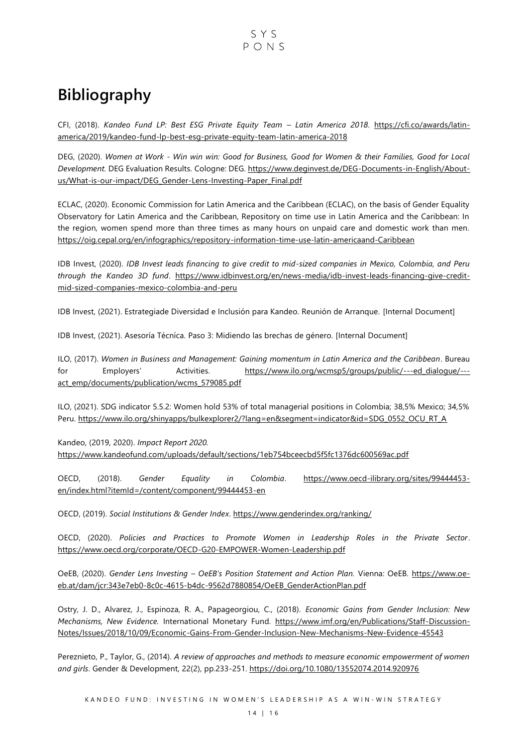# Bibliography

CFI, (2018). *Kandeo Fund LP: Best ESG Private Equity Team – Latin America 2018*. https://cfi.co/awards/latin-america/2019/kandeo-fund-lp-best-esg-private-equity-team-latin-america-2018

DEG, (2020). *Women at Work - Win win win: Good for Business, Good for Women & their Families, Good for Local Development.* DEG Evaluation Results. Cologne: DEG. https://www.deginvest.de/DEG-Documents-in-English/About-us/What-is-our-impact/DEG_Gender-Lens-Investing-Paper_Final.pdf

ECLAC, (2020). Economic Commission for Latin America and the Caribbean (ECLAC), on the basis of Gender Equality Observatory for Latin America and the Caribbean, Repository on time use in Latin America and the Caribbean: In the region, women spend more than three times as many hours on unpaid care and domestic work than men. https://oig.cepal.org/en/infographics/repository-information-time-use-latin-americaand-Caribbean

IDB Invest, (2020). *IDB Invest leads financing to give credit to mid-sized companies in Mexico, Colombia, and Peru through the Kandeo 3D fund*. https://www.idbinvest.org/en/news-media/idb-invest-leads-financing-give-credit-mid-sized-companies-mexico-colombia-and-peru

IDB Invest, (2021). Estrategiade Diversidad e Inclusión para Kandeo. Reunión de Arranque. [Internal Document]

IDB Invest, (2021). Asesoría Técníca. Paso 3: Midiendo las brechas de género. [Internal Document]

ILO, (2017). *Women in Business and Management: Gaining momentum in Latin America and the Caribbean*. Bureau for Employers' Activities. https://www.ilo.org/wcmsp5/groups/public/---ed_dialogue/---act_emp/documents/publication/wcms_579085.pdf

ILO, (2021). SDG indicator 5.5.2: Women hold 53% of total managerial positions in Colombia; 38,5% Mexico; 34,5% Peru. https://www.ilo.org/shinyapps/bulkexplorer2/?lang=en&segment=indicator&id=SDG_0552_OCU_RT_A

Kandeo, (2019, 2020). *Impact Report 2020.* https://www.kandeofund.com/uploads/default/sections/1eb754bceecbd5f5fc1376dc600569ac.pdf

OECD, (2018). *Gender Equality in Colombia*. https://www.oecd-ilibrary.org/sites/99444453-en/index.html?itemId=/content/component/99444453-en

OECD, (2019). *Social Institutions & Gender Index*. https://www.genderindex.org/ranking/

OECD, (2020). *Policies and Practices to Promote Women in Leadership Roles in the Private Sector*. https://www.oecd.org/corporate/OECD-G20-EMPOWER-Women-Leadership.pdf

OeEB, (2020). *Gender Lens Investing – OeEB's Position Statement and Action Plan.* Vienna: OeEB. https://www.oe-eb.at/dam/jcr:343e7eb0-8c0c-4615-b4dc-9562d7880854/OeEB_GenderActionPlan.pdf

Ostry, J. D., Alvarez, J., Espinoza, R. A., Papageorgiou, C., (2018). *Economic Gains from Gender Inclusion: New Mechanisms, New Evidence.* International Monetary Fund. https://www.imf.org/en/Publications/Staff-Discussion-Notes/Issues/2018/10/09/Economic-Gains-From-Gender-Inclusion-New-Mechanisms-New-Evidence-45543

Pereznieto, P., Taylor, G., (2014). *A review of approaches and methods to measure economic empowerment of women and girls*. Gender & Development, 22(2), pp.233-251. https://doi.org/10.1080/13552074.2014.920976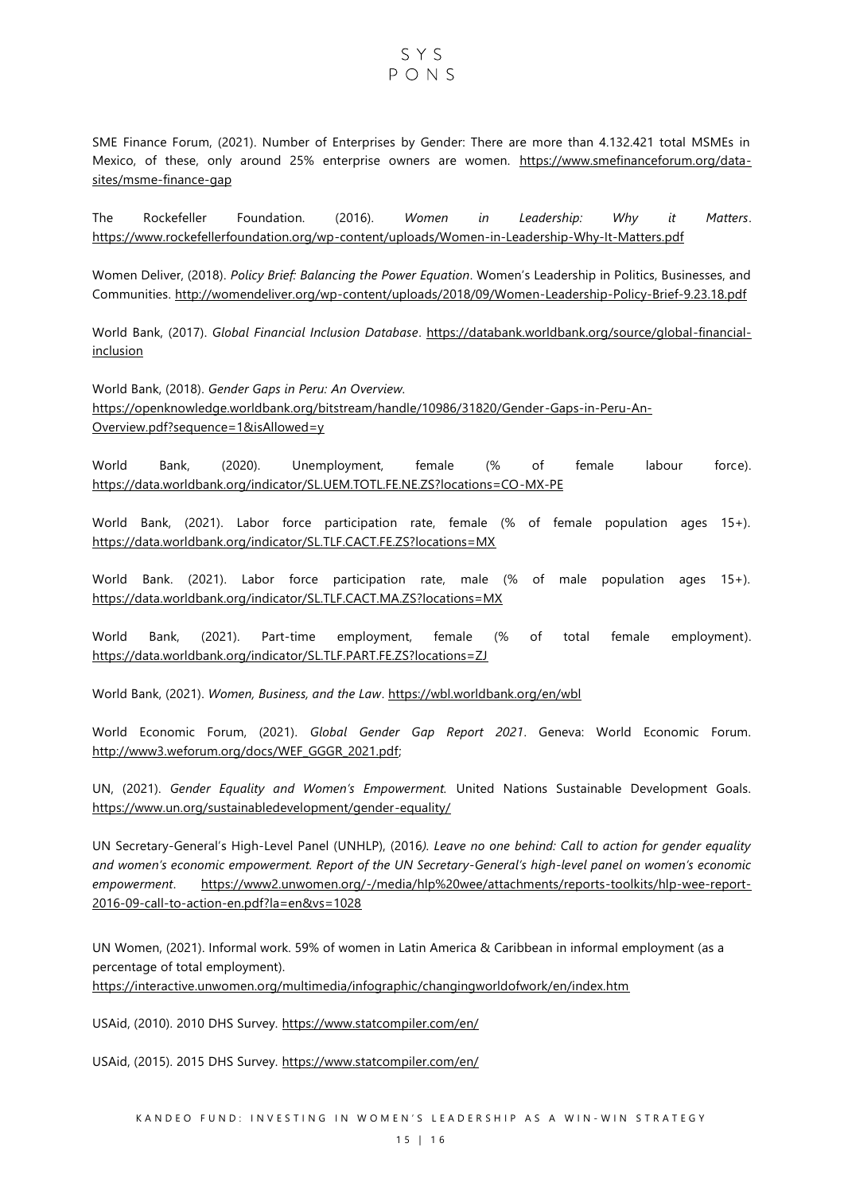SME Finance Forum, (2021). Number of Enterprises by Gender: There are more than 4.132.421 total MSMEs in Mexico, of these, only around 25% enterprise owners are women. https://www.smefinanceforum.org/data-sites/msme-finance-gap

The Rockefeller Foundation. (2016). *Women in Leadership: Why it Matters*. https://www.rockefellerfoundation.org/wp-content/uploads/Women-in-Leadership-Why-It-Matters.pdf

Women Deliver, (2018). *Policy Brief: Balancing the Power Equation*. Women's Leadership in Politics, Businesses, and Communities. http://womendeliver.org/wp-content/uploads/2018/09/Women-Leadership-Policy-Brief-9.23.18.pdf

World Bank, (2017). *Global Financial Inclusion Database*. https://databank.worldbank.org/source/global-financial-inclusion

World Bank, (2018). *Gender Gaps in Peru: An Overview.* https://openknowledge.worldbank.org/bitstream/handle/10986/31820/Gender-Gaps-in-Peru-An-Overview.pdf?sequence=1&isAllowed=y

World Bank, (2020). Unemployment, female (% of female labour force). https://data.worldbank.org/indicator/SL.UEM.TOTL.FE.NE.ZS?locations=CO-MX-PE

World Bank, (2021). Labor force participation rate, female (% of female population ages 15+). https://data.worldbank.org/indicator/SL.TLF.CACT.FE.ZS?locations=MX

World Bank. (2021). Labor force participation rate, male (% of male population ages 15+). https://data.worldbank.org/indicator/SL.TLF.CACT.MA.ZS?locations=MX

World Bank, (2021). Part-time employment, female (% of total female employment). https://data.worldbank.org/indicator/SL.TLF.PART.FE.ZS?locations=ZJ

World Bank, (2021). *Women, Business, and the Law*. https://wbl.worldbank.org/en/wbl

World Economic Forum, (2021). *Global Gender Gap Report 2021*. Geneva: World Economic Forum. http://www3.weforum.org/docs/WEF_GGGR_2021.pdf;

UN, (2021). *Gender Equality and Women's Empowerment.* United Nations Sustainable Development Goals. https://www.un.org/sustainabledevelopment/gender-equality/

UN Secretary-General's High-Level Panel (UNHLP), (2016*). Leave no one behind: Call to action for gender equality and women's economic empowerment. Report of the UN Secretary-General's high-level panel on women's economic empowerment*. https://www2.unwomen.org/-/media/hlp%20wee/attachments/reports-toolkits/hlp-wee-report-2016-09-call-to-action-en.pdf?la=en&vs=1028

UN Women, (2021). Informal work. 59% of women in Latin America & Caribbean in informal employment (as a percentage of total employment). https://interactive.unwomen.org/multimedia/infographic/changingworldofwork/en/index.htm

USAid, (2010). 2010 DHS Survey. https://www.statcompiler.com/en/

USAid, (2015). 2015 DHS Survey. https://www.statcompiler.com/en/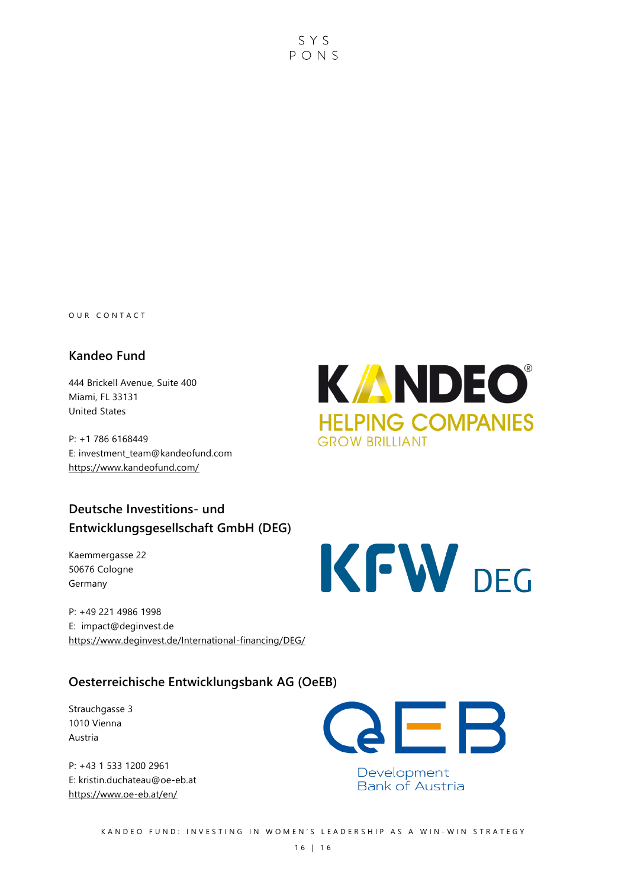OUR CONTACT

## Kandeo Fund

444 Brickell Avenue, Suite 400
Miami, FL 33131
United States

P: +1 786 6168449
E: investment_team@kandeofund.com
https://www.kandeofund.com/

## Deutsche Investitions- und Entwicklungsgesellschaft GmbH (DEG)

Kaemmergasse 22
50676 Cologne
Germany

P: +49 221 4986 1998
E: impact@deginvest.de
https://www.deginvest.de/International-financing/DEG/

## Oesterreichische Entwicklungsbank AG (OeEB)

Strauchgasse 3
1010 Vienna
Austria

P: +43 1 533 1200 2961
E: kristin.duchateau@oe-eb.at
https://www.oe-eb.at/en/